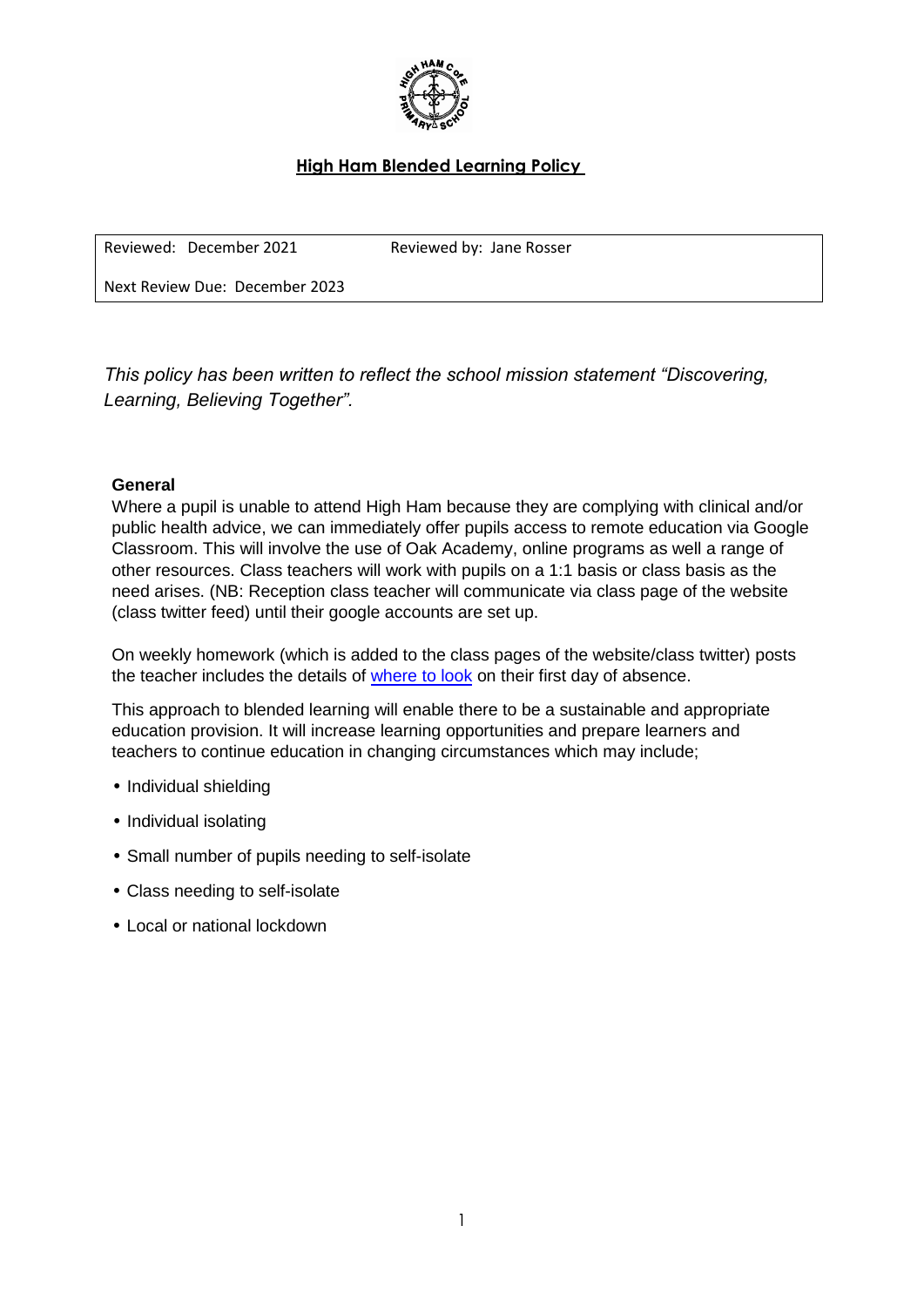# High Ham Blended Learning Policy

| | |
|---|---|
| Reviewed: December 2021 | Reviewed by: Jane Rosser |
| Next Review Due: December 2023 | |

*This policy has been written to reflect the school mission statement "Discovering, Learning, Believing Together".*

**General**

Where a pupil is unable to attend High Ham because they are complying with clinical and/or public health advice, we can immediately offer pupils access to remote education via Google Classroom. This will involve the use of Oak Academy, online programs as well a range of other resources. Class teachers will work with pupils on a 1:1 basis or class basis as the need arises. (NB: Reception class teacher will communicate via class page of the website (class twitter feed) until their google accounts are set up.

On weekly homework (which is added to the class pages of the website/class twitter) posts the teacher includes the details of where to look on their first day of absence.

This approach to blended learning will enable there to be a sustainable and appropriate education provision. It will increase learning opportunities and prepare learners and teachers to continue education in changing circumstances which may include;

- Individual shielding
- Individual isolating
- Small number of pupils needing to self-isolate
- Class needing to self-isolate
- Local or national lockdown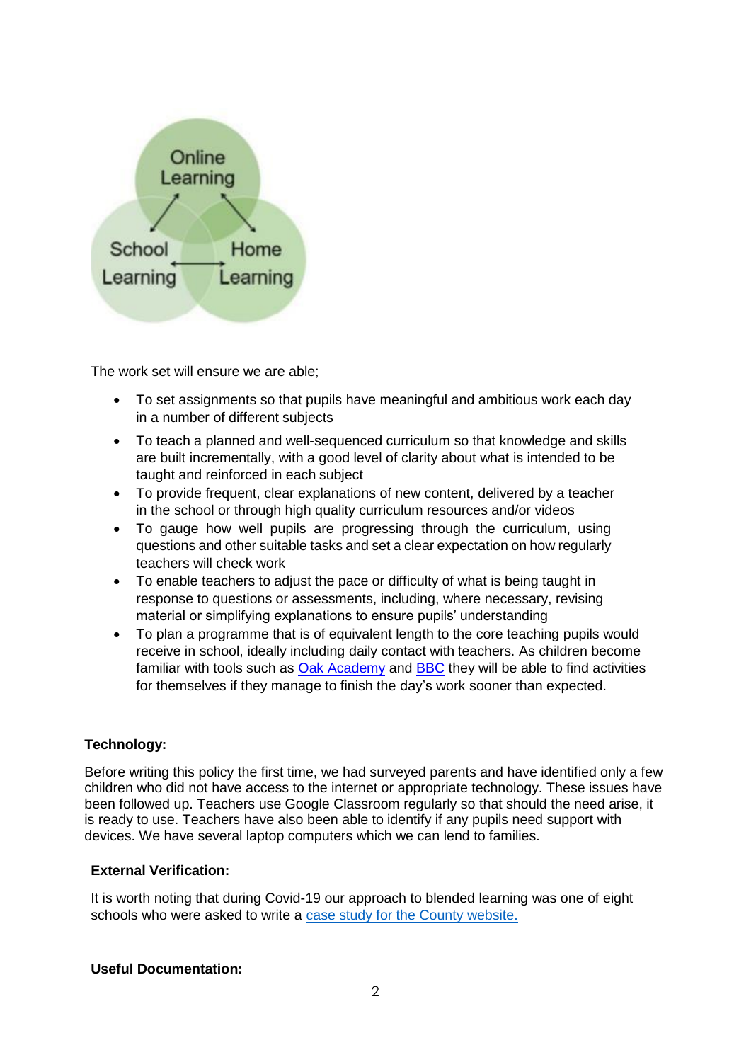Online Learning

School Learning

Home Learning

The work set will ensure we are able;

- To set assignments so that pupils have meaningful and ambitious work each day in a number of different subjects
- To teach a planned and well-sequenced curriculum so that knowledge and skills are built incrementally, with a good level of clarity about what is intended to be taught and reinforced in each subject
- To provide frequent, clear explanations of new content, delivered by a teacher in the school or through high quality curriculum resources and/or videos
- To gauge how well pupils are progressing through the curriculum, using questions and other suitable tasks and set a clear expectation on how regularly teachers will check work
- To enable teachers to adjust the pace or difficulty of what is being taught in response to questions or assessments, including, where necessary, revising material or simplifying explanations to ensure pupils' understanding
- To plan a programme that is of equivalent length to the core teaching pupils would receive in school, ideally including daily contact with teachers. As children become familiar with tools such as Oak Academy and BBC they will be able to find activities for themselves if they manage to finish the day's work sooner than expected.

**Technology:**

Before writing this policy the first time, we had surveyed parents and have identified only a few children who did not have access to the internet or appropriate technology. These issues have been followed up. Teachers use Google Classroom regularly so that should the need arise, it is ready to use. Teachers have also been able to identify if any pupils need support with devices. We have several laptop computers which we can lend to families.

**External Verification:**

It is worth noting that during Covid-19 our approach to blended learning was one of eight schools who were asked to write a case study for the County website.

**Useful Documentation:**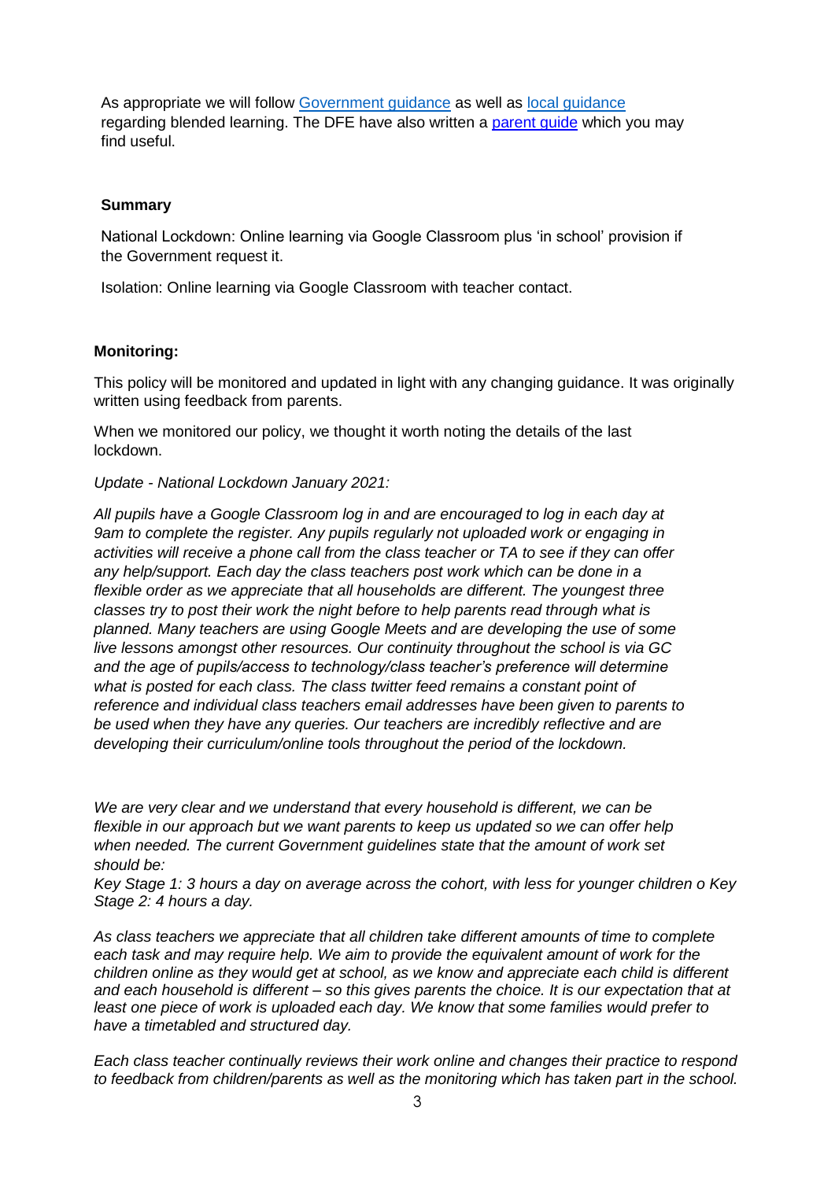As appropriate we will follow [Government guidance]() as well as [local guidance]() regarding blended learning. The DFE have also written a [parent guide]() which you may find useful.

**Summary**

National Lockdown: Online learning via Google Classroom plus 'in school' provision if the Government request it.

Isolation: Online learning via Google Classroom with teacher contact.

**Monitoring:**

This policy will be monitored and updated in light with any changing guidance. It was originally written using feedback from parents.

When we monitored our policy, we thought it worth noting the details of the last lockdown.

*Update - National Lockdown January 2021:*

*All pupils have a Google Classroom log in and are encouraged to log in each day at 9am to complete the register. Any pupils regularly not uploaded work or engaging in activities will receive a phone call from the class teacher or TA to see if they can offer any help/support. Each day the class teachers post work which can be done in a flexible order as we appreciate that all households are different. The youngest three classes try to post their work the night before to help parents read through what is planned. Many teachers are using Google Meets and are developing the use of some live lessons amongst other resources. Our continuity throughout the school is via GC and the age of pupils/access to technology/class teacher's preference will determine what is posted for each class. The class twitter feed remains a constant point of reference and individual class teachers email addresses have been given to parents to be used when they have any queries. Our teachers are incredibly reflective and are developing their curriculum/online tools throughout the period of the lockdown.*

*We are very clear and we understand that every household is different, we can be flexible in our approach but we want parents to keep us updated so we can offer help when needed. The current Government guidelines state that the amount of work set should be:*
*Key Stage 1: 3 hours a day on average across the cohort, with less for younger children o Key Stage 2: 4 hours a day.*

*As class teachers we appreciate that all children take different amounts of time to complete each task and may require help. We aim to provide the equivalent amount of work for the children online as they would get at school, as we know and appreciate each child is different and each household is different – so this gives parents the choice. It is our expectation that at least one piece of work is uploaded each day. We know that some families would prefer to have a timetabled and structured day.*

*Each class teacher continually reviews their work online and changes their practice to respond to feedback from children/parents as well as the monitoring which has taken part in the school.*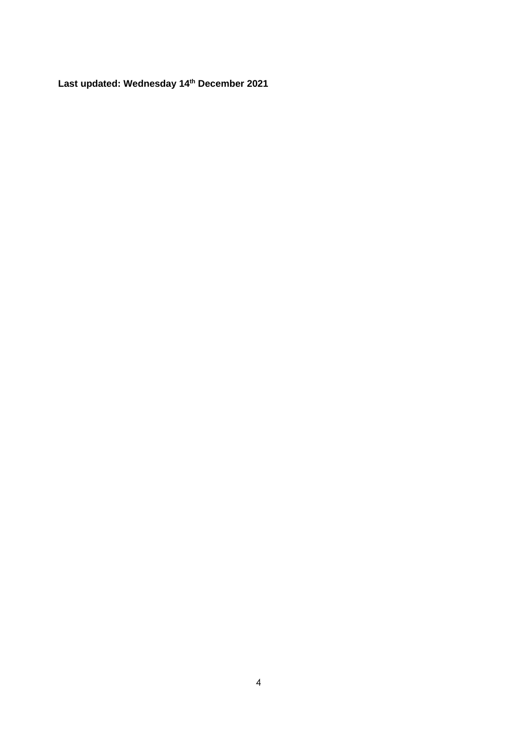**Last updated: Wednesday 14th December 2021**